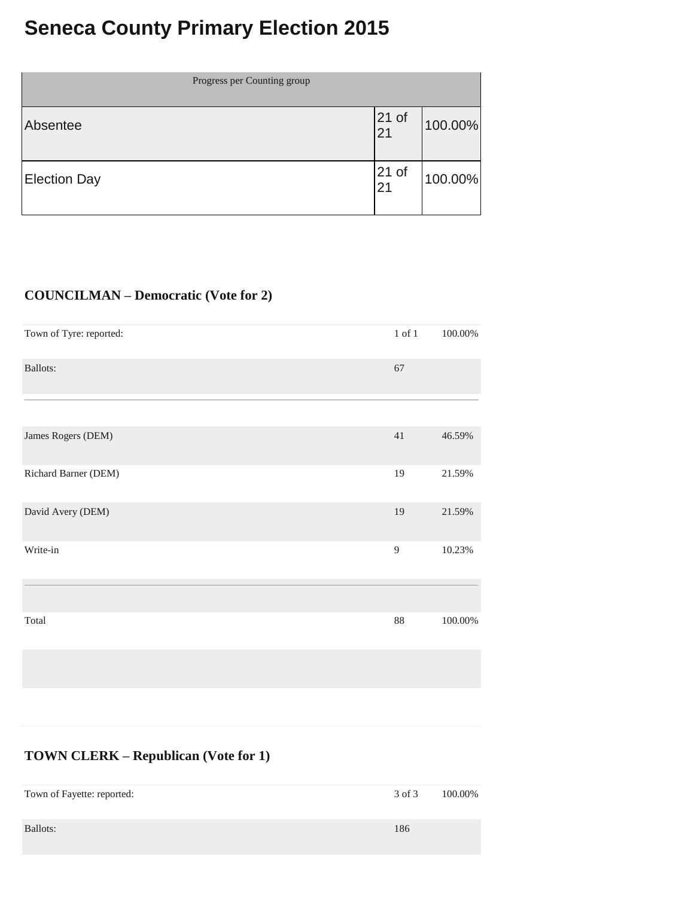# Seneca County Primary Election 2015

| Progress per Counting group | | |
|---|---|---|
| Absentee | 21 of 21 | 100.00% |
| Election Day | 21 of 21 | 100.00% |

### COUNCILMAN – Democratic (Vote for 2)

| | | |
|---|---|---|
| Town of Tyre: reported: | 1 of 1 | 100.00% |
| Ballots: | 67 | |
| James Rogers (DEM) | 41 | 46.59% |
| Richard Barner (DEM) | 19 | 21.59% |
| David Avery (DEM) | 19 | 21.59% |
| Write-in | 9 | 10.23% |
| Total | 88 | 100.00% |

### TOWN CLERK – Republican (Vote for 1)

| | | |
|---|---|---|
| Town of Fayette: reported: | 3 of 3 | 100.00% |
| Ballots: | 186 | |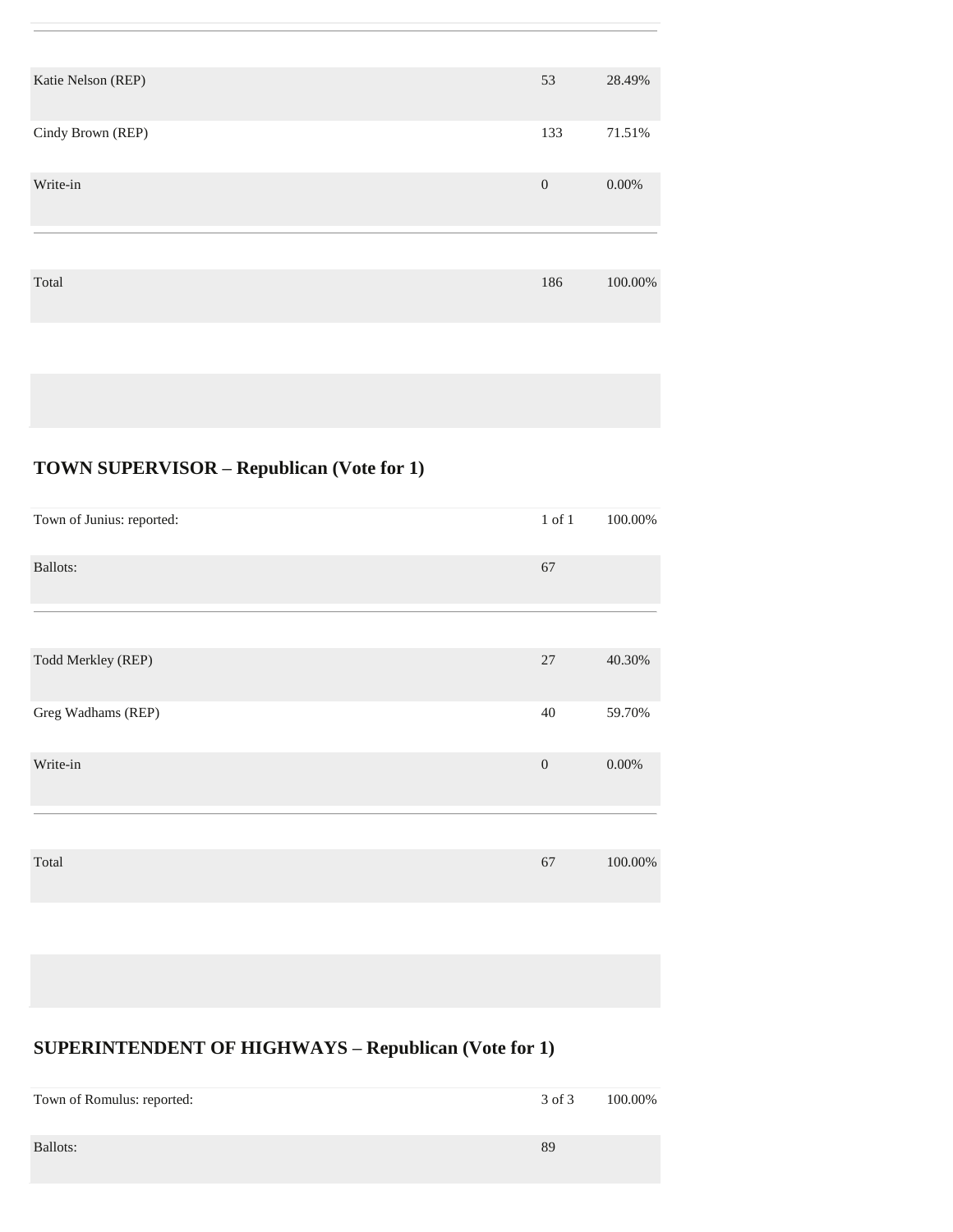| | | |
|---|---|---|
| Katie Nelson (REP) | 53 | 28.49% |
| Cindy Brown (REP) | 133 | 71.51% |
| Write-in | 0 | 0.00% |
| Total | 186 | 100.00% |

## TOWN SUPERVISOR – Republican (Vote for 1)

| | | |
|---|---|---|
| Town of Junius: reported: | 1 of 1 | 100.00% |
| Ballots: | 67 | |
| Todd Merkley (REP) | 27 | 40.30% |
| Greg Wadhams (REP) | 40 | 59.70% |
| Write-in | 0 | 0.00% |
| Total | 67 | 100.00% |

## SUPERINTENDENT OF HIGHWAYS – Republican (Vote for 1)

| | | |
|---|---|---|
| Town of Romulus: reported: | 3 of 3 | 100.00% |
| Ballots: | 89 | |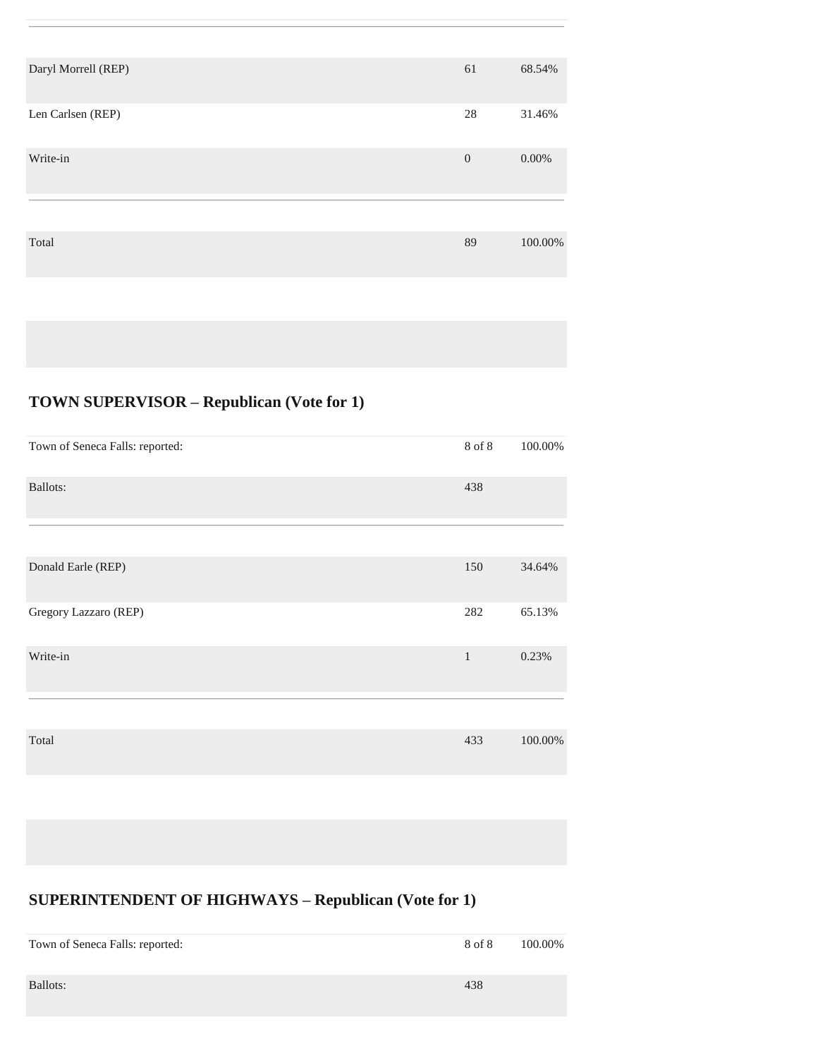| | | |
|---|---|---|
| Daryl Morrell (REP) | 61 | 68.54% |
| Len Carlsen (REP) | 28 | 31.46% |
| Write-in | 0 | 0.00% |
| Total | 89 | 100.00% |

## TOWN SUPERVISOR – Republican (Vote for 1)

| | | |
|---|---|---|
| Town of Seneca Falls: reported: | 8 of 8 | 100.00% |
| Ballots: | 438 | |
| Donald Earle (REP) | 150 | 34.64% |
| Gregory Lazzaro (REP) | 282 | 65.13% |
| Write-in | 1 | 0.23% |
| Total | 433 | 100.00% |

## SUPERINTENDENT OF HIGHWAYS – Republican (Vote for 1)

| | | |
|---|---|---|
| Town of Seneca Falls: reported: | 8 of 8 | 100.00% |
| Ballots: | 438 | |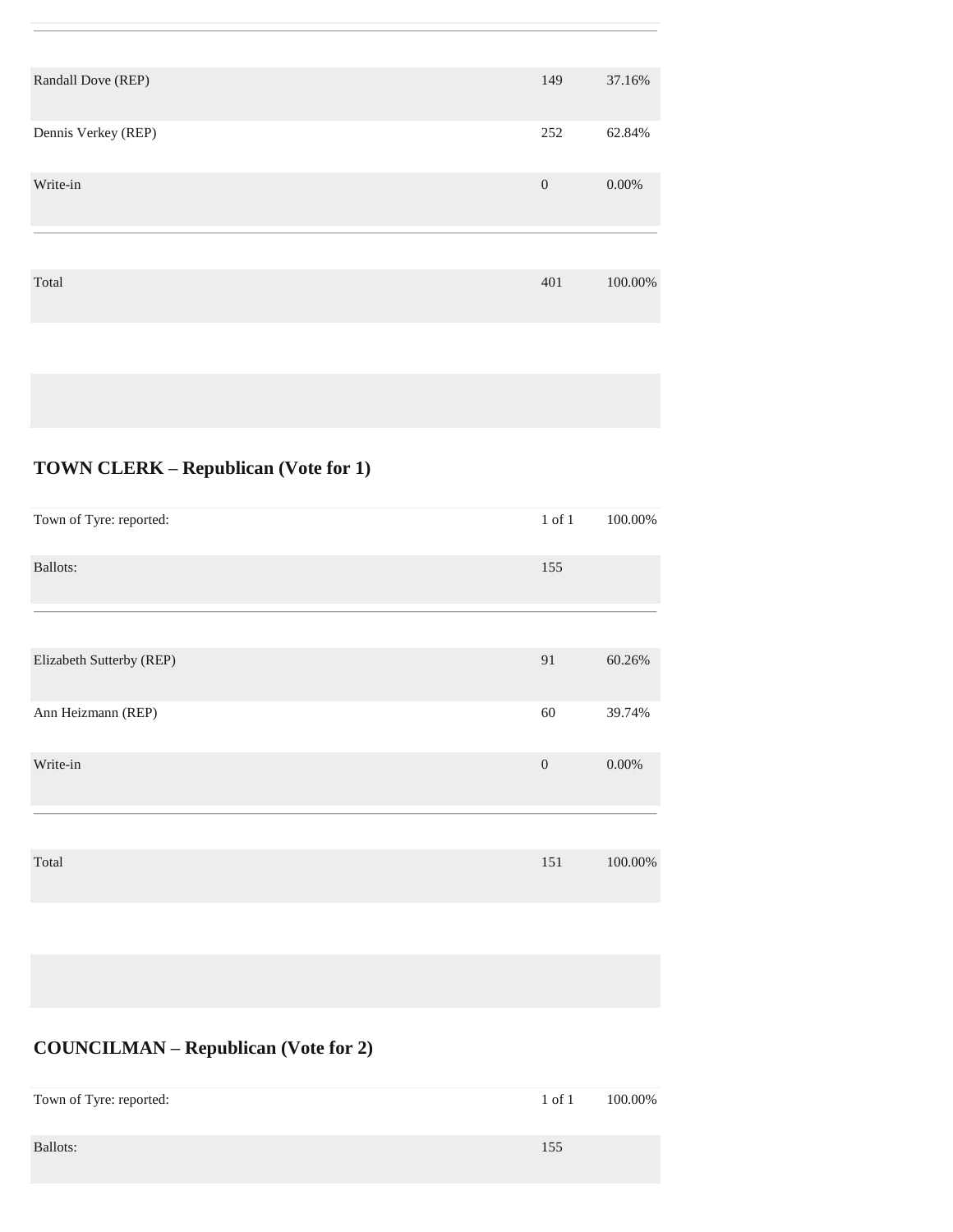| | | |
|---|---|---|
| Randall Dove (REP) | 149 | 37.16% |
| Dennis Verkey (REP) | 252 | 62.84% |
| Write-in | 0 | 0.00% |
| Total | 401 | 100.00% |

## TOWN CLERK – Republican (Vote for 1)

| | | |
|---|---|---|
| Town of Tyre: reported: | 1 of 1 | 100.00% |
| Ballots: | 155 | |
| Elizabeth Sutterby (REP) | 91 | 60.26% |
| Ann Heizmann (REP) | 60 | 39.74% |
| Write-in | 0 | 0.00% |
| Total | 151 | 100.00% |

## COUNCILMAN – Republican (Vote for 2)

| | | |
|---|---|---|
| Town of Tyre: reported: | 1 of 1 | 100.00% |
| Ballots: | 155 | |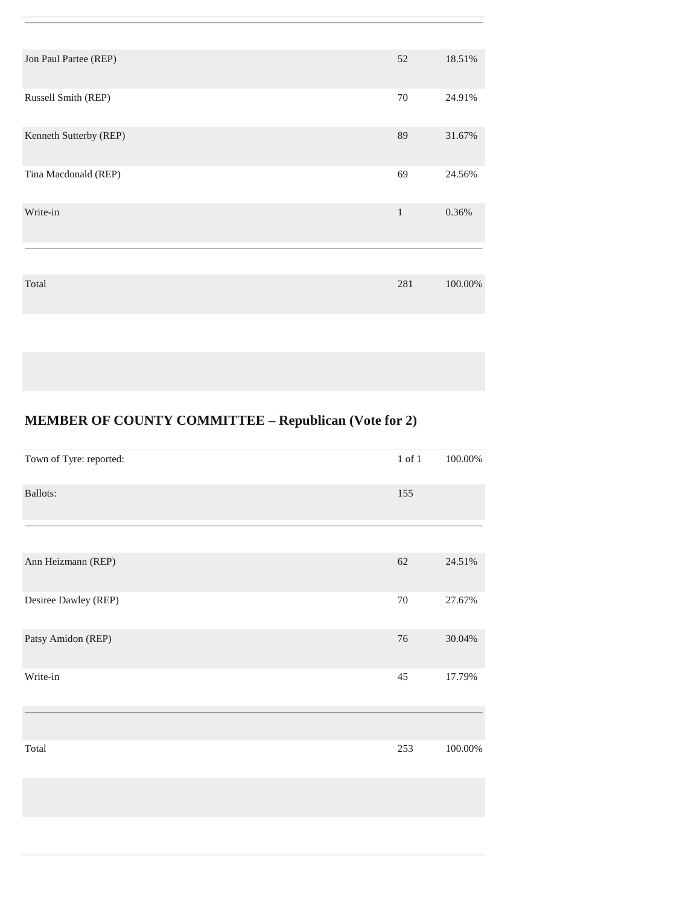| | | |
|---|---|---|
| Jon Paul Partee (REP) | 52 | 18.51% |
| Russell Smith (REP) | 70 | 24.91% |
| Kenneth Sutterby (REP) | 89 | 31.67% |
| Tina Macdonald (REP) | 69 | 24.56% |
| Write-in | 1 | 0.36% |
| Total | 281 | 100.00% |

## MEMBER OF COUNTY COMMITTEE – Republican (Vote for 2)

| | | |
|---|---|---|
| Town of Tyre: reported: | 1 of 1 | 100.00% |
| Ballots: | 155 | |
| Ann Heizmann (REP) | 62 | 24.51% |
| Desiree Dawley (REP) | 70 | 27.67% |
| Patsy Amidon (REP) | 76 | 30.04% |
| Write-in | 45 | 17.79% |
| Total | 253 | 100.00% |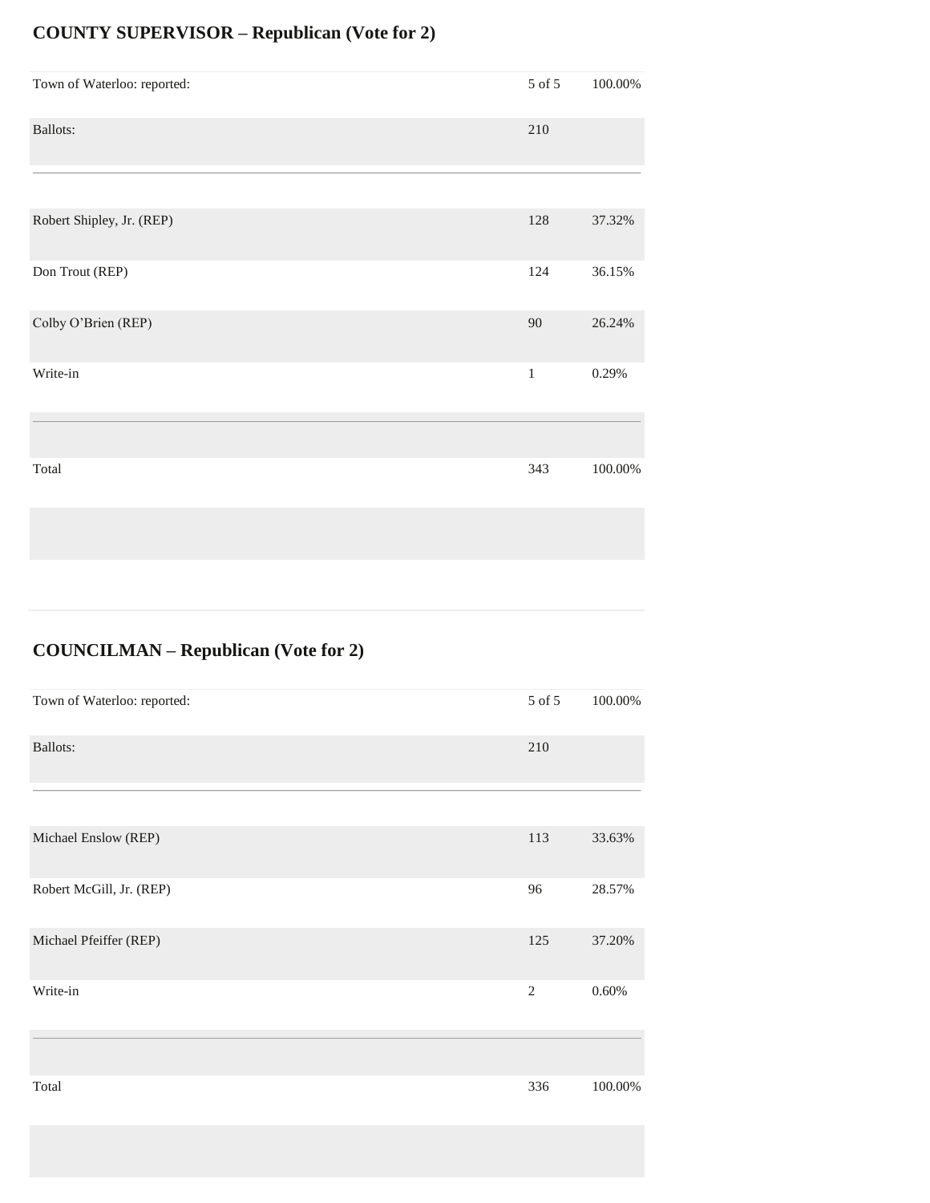## COUNTY SUPERVISOR – Republican (Vote for 2)

| | | |
|---|---|---|
| Town of Waterloo: reported: | 5 of 5 | 100.00% |
| Ballots: | 210 | |
| Robert Shipley, Jr. (REP) | 128 | 37.32% |
| Don Trout (REP) | 124 | 36.15% |
| Colby O'Brien (REP) | 90 | 26.24% |
| Write-in | 1 | 0.29% |
| Total | 343 | 100.00% |

## COUNCILMAN – Republican (Vote for 2)

| | | |
|---|---|---|
| Town of Waterloo: reported: | 5 of 5 | 100.00% |
| Ballots: | 210 | |
| Michael Enslow (REP) | 113 | 33.63% |
| Robert McGill, Jr. (REP) | 96 | 28.57% |
| Michael Pfeiffer (REP) | 125 | 37.20% |
| Write-in | 2 | 0.60% |
| Total | 336 | 100.00% |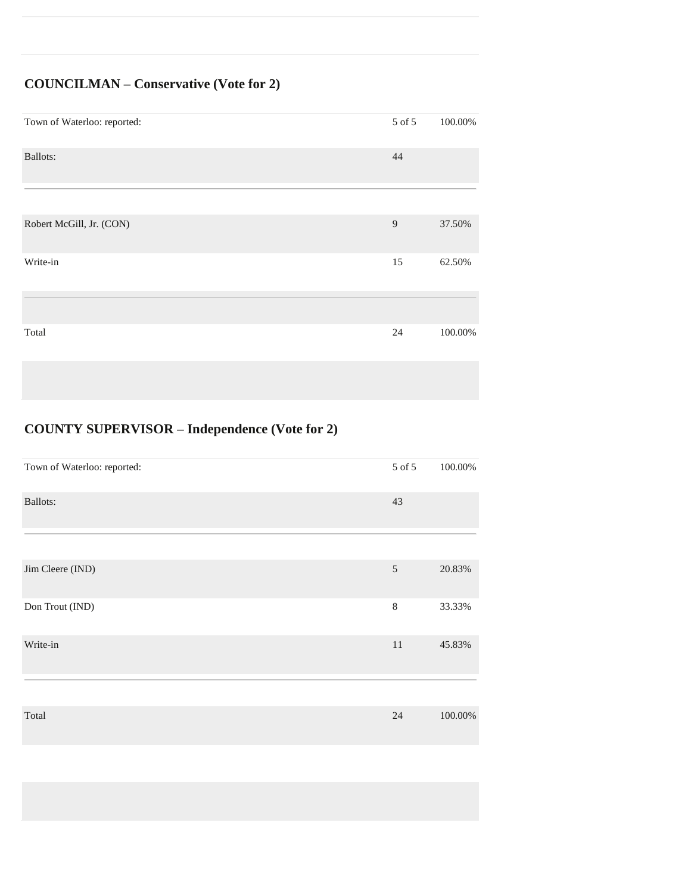### COUNCILMAN – Conservative (Vote for 2)

| | | |
|---|---|---|
| Town of Waterloo: reported: | 5 of 5 | 100.00% |
| Ballots: | 44 | |
| Robert McGill, Jr. (CON) | 9 | 37.50% |
| Write-in | 15 | 62.50% |
| Total | 24 | 100.00% |

### COUNTY SUPERVISOR – Independence (Vote for 2)

| | | |
|---|---|---|
| Town of Waterloo: reported: | 5 of 5 | 100.00% |
| Ballots: | 43 | |
| Jim Cleere (IND) | 5 | 20.83% |
| Don Trout (IND) | 8 | 33.33% |
| Write-in | 11 | 45.83% |
| Total | 24 | 100.00% |